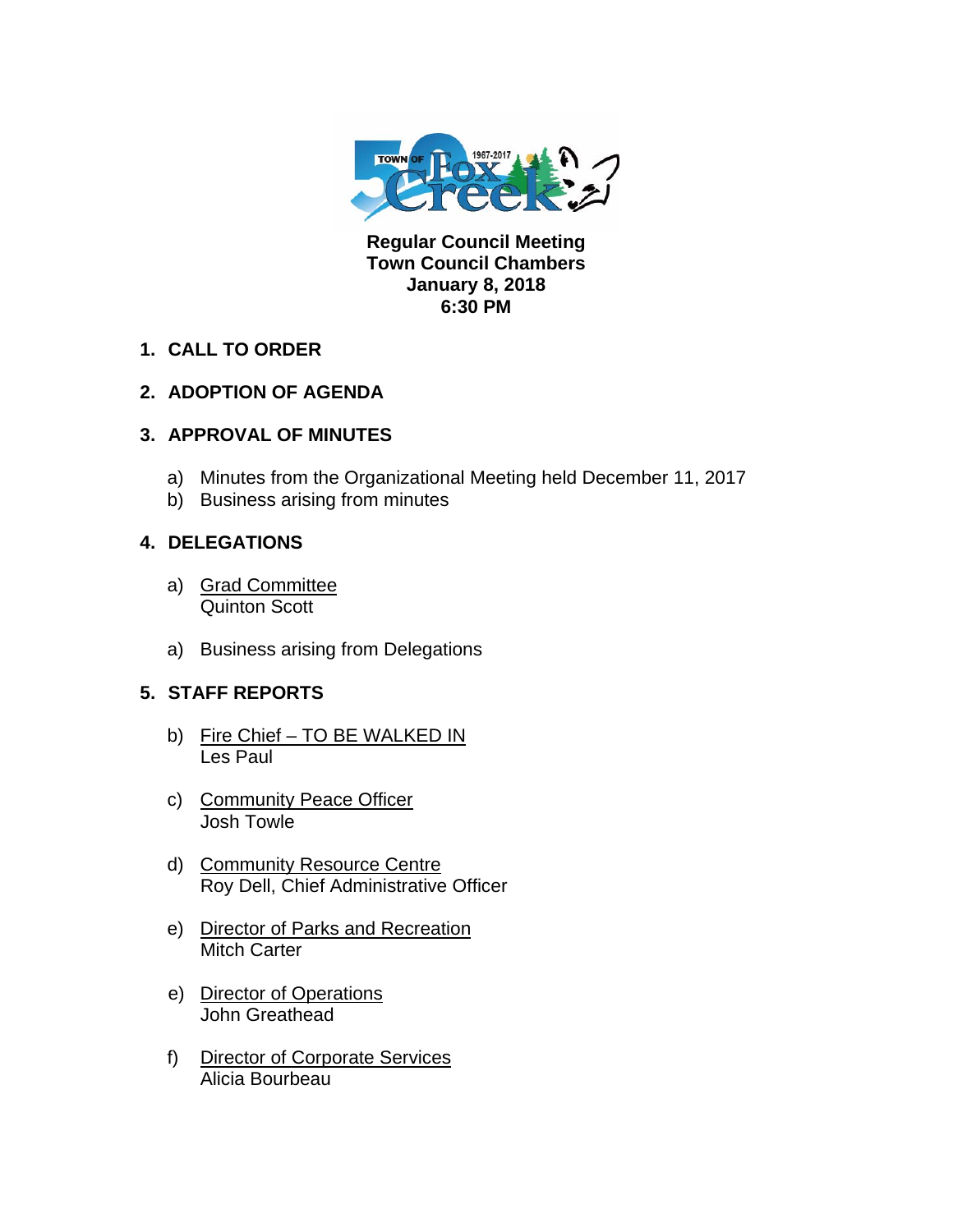**Regular Council Meeting**
**Town Council Chambers**
**January 8, 2018**
**6:30 PM**

1. **CALL TO ORDER**

2. **ADOPTION OF AGENDA**

3. **APPROVAL OF MINUTES**

   a) Minutes from the Organizational Meeting held December 11, 2017
   b) Business arising from minutes

4. **DELEGATIONS**

   a) Grad Committee
   Quinton Scott

   a) Business arising from Delegations

5. **STAFF REPORTS**

   b) Fire Chief – TO BE WALKED IN
   Les Paul

   c) Community Peace Officer
   Josh Towle

   d) Community Resource Centre
   Roy Dell, Chief Administrative Officer

   e) Director of Parks and Recreation
   Mitch Carter

   e) Director of Operations
   John Greathead

   f) Director of Corporate Services
   Alicia Bourbeau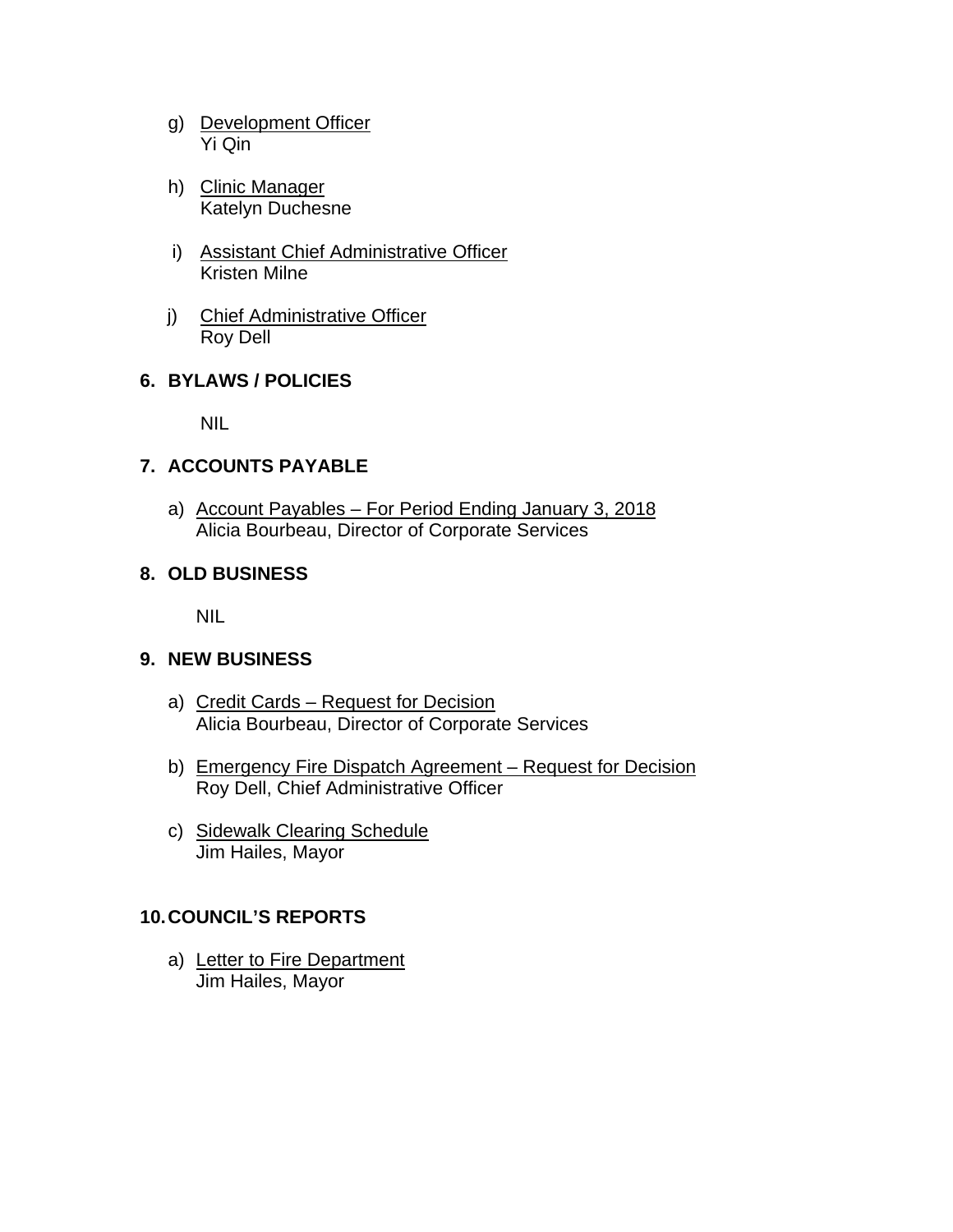g) <u>Development Officer</u>
   Yi Qin

h) <u>Clinic Manager</u>
   Katelyn Duchesne

i) <u>Assistant Chief Administrative Officer</u>
   Kristen Milne

j) <u>Chief Administrative Officer</u>
   Roy Dell

**6. BYLAWS / POLICIES**

NIL

**7. ACCOUNTS PAYABLE**

a) <u>Account Payables – For Period Ending January 3, 2018</u>
   Alicia Bourbeau, Director of Corporate Services

**8. OLD BUSINESS**

NIL

**9. NEW BUSINESS**

a) <u>Credit Cards – Request for Decision</u>
   Alicia Bourbeau, Director of Corporate Services

b) <u>Emergency Fire Dispatch Agreement – Request for Decision</u>
   Roy Dell, Chief Administrative Officer

c) <u>Sidewalk Clearing Schedule</u>
   Jim Hailes, Mayor

**10. COUNCIL'S REPORTS**

a) <u>Letter to Fire Department</u>
   Jim Hailes, Mayor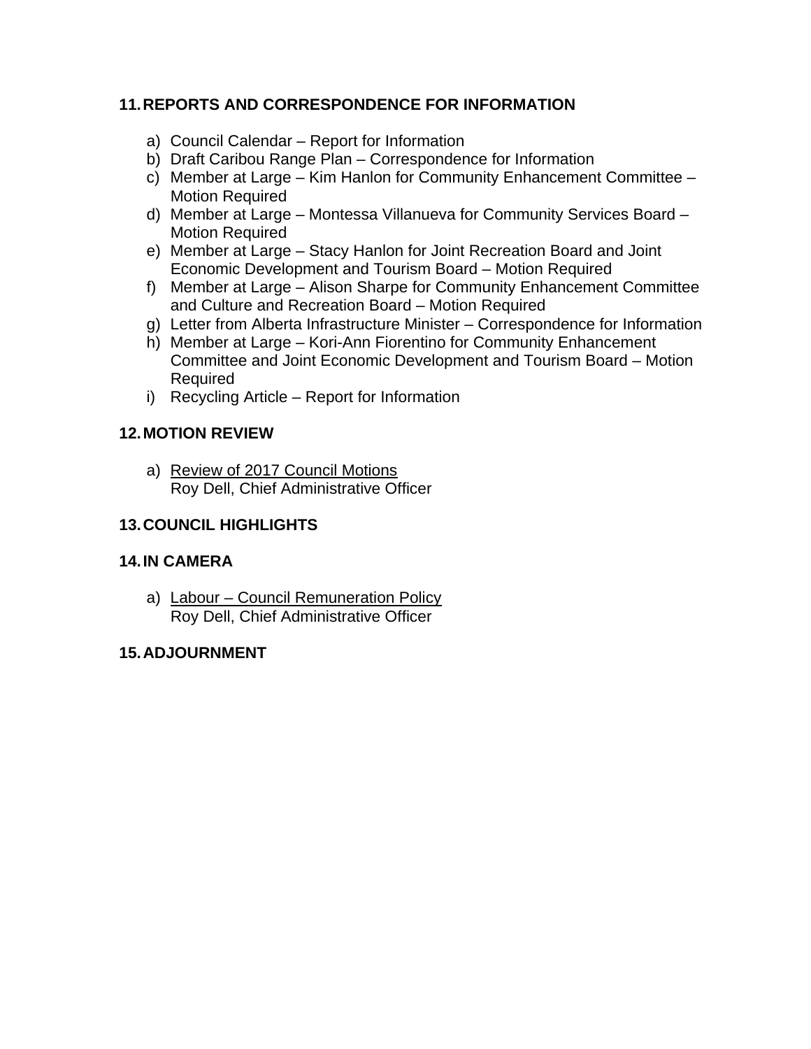## 11. REPORTS AND CORRESPONDENCE FOR INFORMATION

a) Council Calendar – Report for Information
b) Draft Caribou Range Plan – Correspondence for Information
c) Member at Large – Kim Hanlon for Community Enhancement Committee – Motion Required
d) Member at Large – Montessa Villanueva for Community Services Board – Motion Required
e) Member at Large – Stacy Hanlon for Joint Recreation Board and Joint Economic Development and Tourism Board – Motion Required
f) Member at Large – Alison Sharpe for Community Enhancement Committee and Culture and Recreation Board – Motion Required
g) Letter from Alberta Infrastructure Minister – Correspondence for Information
h) Member at Large – Kori-Ann Fiorentino for Community Enhancement Committee and Joint Economic Development and Tourism Board – Motion Required
i) Recycling Article – Report for Information

## 12. MOTION REVIEW

a) Review of 2017 Council Motions
Roy Dell, Chief Administrative Officer

## 13. COUNCIL HIGHLIGHTS

## 14. IN CAMERA

a) Labour – Council Remuneration Policy
Roy Dell, Chief Administrative Officer

## 15. ADJOURNMENT